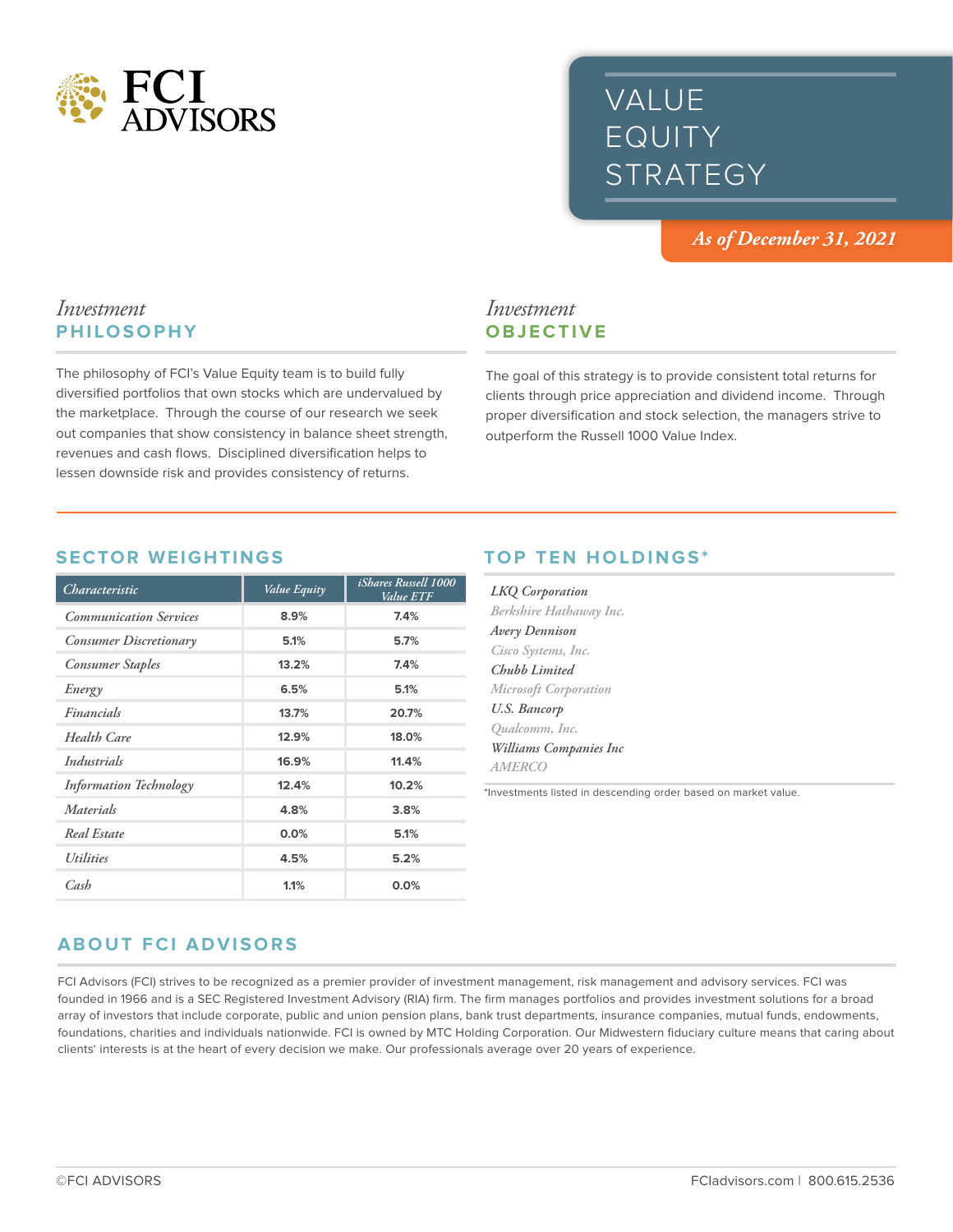# FCI ADVISORS

# VALUE EQUITY STRATEGY

*As of December 31, 2021*

## *Investment* PHILOSOPHY

The philosophy of FCI's Value Equity team is to build fully diversified portfolios that own stocks which are undervalued by the marketplace. Through the course of our research we seek out companies that show consistency in balance sheet strength, revenues and cash flows. Disciplined diversification helps to lessen downside risk and provides consistency of returns.

## *Investment* OBJECTIVE

The goal of this strategy is to provide consistent total returns for clients through price appreciation and dividend income. Through proper diversification and stock selection, the managers strive to outperform the Russell 1000 Value Index.

## SECTOR WEIGHTINGS

| *Characteristic* | *Value Equity* | *iShares Russell 1000 Value ETF* |
|---|---|---|
| *Communication Services* | 8.9% | 7.4% |
| *Consumer Discretionary* | 5.1% | 5.7% |
| *Consumer Staples* | 13.2% | 7.4% |
| *Energy* | 6.5% | 5.1% |
| *Financials* | 13.7% | 20.7% |
| *Health Care* | 12.9% | 18.0% |
| *Industrials* | 16.9% | 11.4% |
| *Information Technology* | 12.4% | 10.2% |
| *Materials* | 4.8% | 3.8% |
| *Real Estate* | 0.0% | 5.1% |
| *Utilities* | 4.5% | 5.2% |
| *Cash* | 1.1% | 0.0% |

## TOP TEN HOLDINGS*

*LKQ Corporation*
*Berkshire Hathaway Inc.*
*Avery Dennison*
*Cisco Systems, Inc.*
*Chubb Limited*
*Microsoft Corporation*
*U.S. Bancorp*
*Qualcomm, Inc.*
*Williams Companies Inc*
*AMERCO*

*Investments listed in descending order based on market value.

## ABOUT FCI ADVISORS

FCI Advisors (FCI) strives to be recognized as a premier provider of investment management, risk management and advisory services. FCI was founded in 1966 and is a SEC Registered Investment Advisory (RIA) firm. The firm manages portfolios and provides investment solutions for a broad array of investors that include corporate, public and union pension plans, bank trust departments, insurance companies, mutual funds, endowments, foundations, charities and individuals nationwide. FCI is owned by MTC Holding Corporation. Our Midwestern fiduciary culture means that caring about clients' interests is at the heart of every decision we make. Our professionals average over 20 years of experience.

©FCI ADVISORS

FCIadvisors.com | 800.615.2536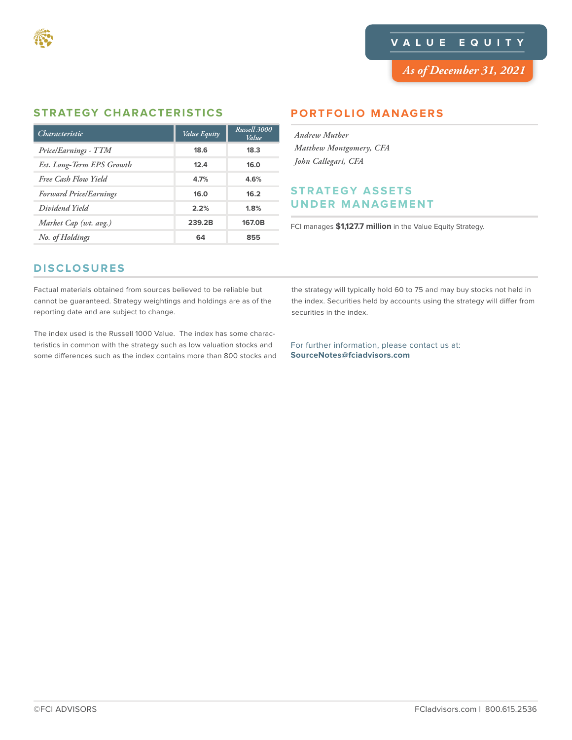# VALUE EQUITY

*As of December 31, 2021*

## STRATEGY CHARACTERISTICS

| *Characteristic* | *Value Equity* | *Russell 3000 Value* |
|---|---|---|
| *Price/Earnings - TTM* | **18.6** | **18.3** |
| *Est. Long-Term EPS Growth* | **12.4** | **16.0** |
| *Free Cash Flow Yield* | **4.7%** | **4.6%** |
| *Forward Price/Earnings* | **16.0** | **16.2** |
| *Dividend Yield* | **2.2%** | **1.8%** |
| *Market Cap (wt. avg.)* | **239.2B** | **167.0B** |
| *No. of Holdings* | **64** | **855** |

## PORTFOLIO MANAGERS

*Andrew Muther*
*Matthew Montgomery, CFA*
*John Callegari, CFA*

## STRATEGY ASSETS UNDER MANAGEMENT

FCI manages **$1,127.7 million** in the Value Equity Strategy.

## DISCLOSURES

Factual materials obtained from sources believed to be reliable but cannot be guaranteed. Strategy weightings and holdings are as of the reporting date and are subject to change.

The index used is the Russell 1000 Value. The index has some characteristics in common with the strategy such as low valuation stocks and some differences such as the index contains more than 800 stocks and the strategy will typically hold 60 to 75 and may buy stocks not held in the index. Securities held by accounts using the strategy will differ from securities in the index.

For further information, please contact us at:
**SourceNotes@fciadvisors.com**

©FCI ADVISORS

FCIadvisors.com | 800.615.2536